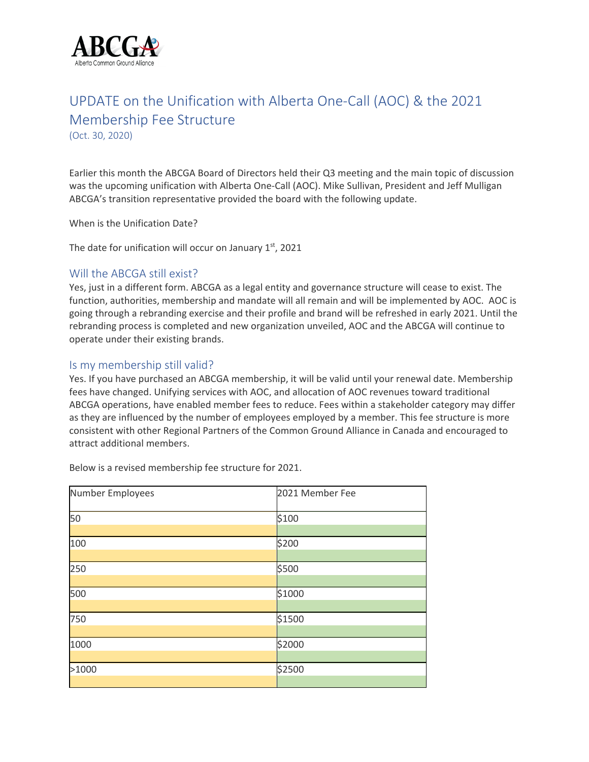ABCGA
Alberta Common Ground Alliance

# UPDATE on the Unification with Alberta One-Call (AOC) & the 2021 Membership Fee Structure

(Oct. 30, 2020)

Earlier this month the ABCGA Board of Directors held their Q3 meeting and the main topic of discussion was the upcoming unification with Alberta One-Call (AOC). Mike Sullivan, President and Jeff Mulligan ABCGA's transition representative provided the board with the following update.

When is the Unification Date?

The date for unification will occur on January 1st, 2021

## Will the ABCGA still exist?

Yes, just in a different form. ABCGA as a legal entity and governance structure will cease to exist. The function, authorities, membership and mandate will all remain and will be implemented by AOC. AOC is going through a rebranding exercise and their profile and brand will be refreshed in early 2021. Until the rebranding process is completed and new organization unveiled, AOC and the ABCGA will continue to operate under their existing brands.

## Is my membership still valid?

Yes. If you have purchased an ABCGA membership, it will be valid until your renewal date. Membership fees have changed. Unifying services with AOC, and allocation of AOC revenues toward traditional ABCGA operations, have enabled member fees to reduce. Fees within a stakeholder category may differ as they are influenced by the number of employees employed by a member. This fee structure is more consistent with other Regional Partners of the Common Ground Alliance in Canada and encouraged to attract additional members.

Below is a revised membership fee structure for 2021.

| Number Employees | 2021 Member Fee |
|---|---|
| 50 | $100 |
| 100 | $200 |
| 250 | $500 |
| 500 | $1000 |
| 750 | $1500 |
| 1000 | $2000 |
| >1000 | $2500 |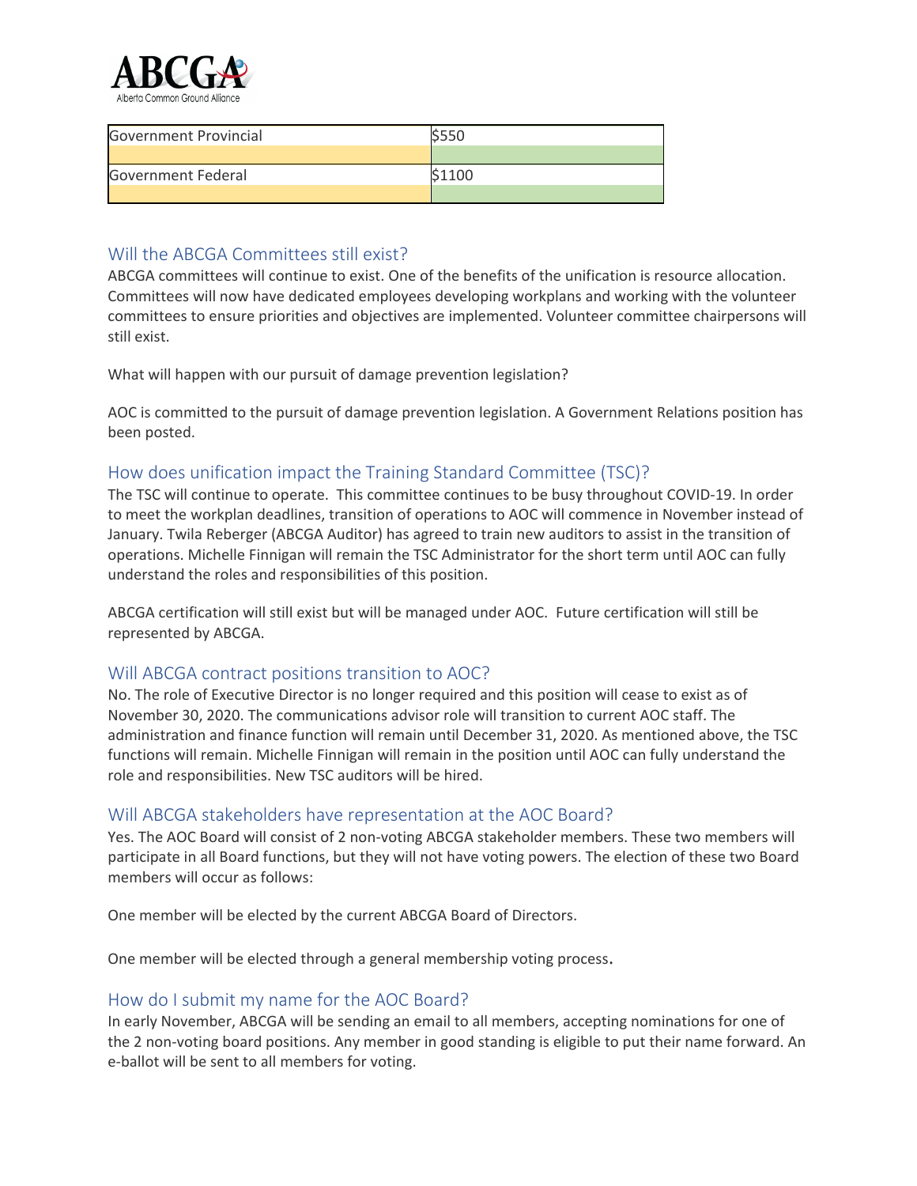| Government Provincial | $550 |
|---|---|
| Government Federal | $1100 |

## Will the ABCGA Committees still exist?

ABCGA committees will continue to exist. One of the benefits of the unification is resource allocation. Committees will now have dedicated employees developing workplans and working with the volunteer committees to ensure priorities and objectives are implemented. Volunteer committee chairpersons will still exist.

What will happen with our pursuit of damage prevention legislation?

AOC is committed to the pursuit of damage prevention legislation. A Government Relations position has been posted.

## How does unification impact the Training Standard Committee (TSC)?

The TSC will continue to operate. This committee continues to be busy throughout COVID-19. In order to meet the workplan deadlines, transition of operations to AOC will commence in November instead of January. Twila Reberger (ABCGA Auditor) has agreed to train new auditors to assist in the transition of operations. Michelle Finnigan will remain the TSC Administrator for the short term until AOC can fully understand the roles and responsibilities of this position.

ABCGA certification will still exist but will be managed under AOC. Future certification will still be represented by ABCGA.

## Will ABCGA contract positions transition to AOC?

No. The role of Executive Director is no longer required and this position will cease to exist as of November 30, 2020. The communications advisor role will transition to current AOC staff. The administration and finance function will remain until December 31, 2020. As mentioned above, the TSC functions will remain. Michelle Finnigan will remain in the position until AOC can fully understand the role and responsibilities. New TSC auditors will be hired.

## Will ABCGA stakeholders have representation at the AOC Board?

Yes. The AOC Board will consist of 2 non-voting ABCGA stakeholder members. These two members will participate in all Board functions, but they will not have voting powers. The election of these two Board members will occur as follows:

One member will be elected by the current ABCGA Board of Directors.

One member will be elected through a general membership voting process.

## How do I submit my name for the AOC Board?

In early November, ABCGA will be sending an email to all members, accepting nominations for one of the 2 non-voting board positions. Any member in good standing is eligible to put their name forward. An e-ballot will be sent to all members for voting.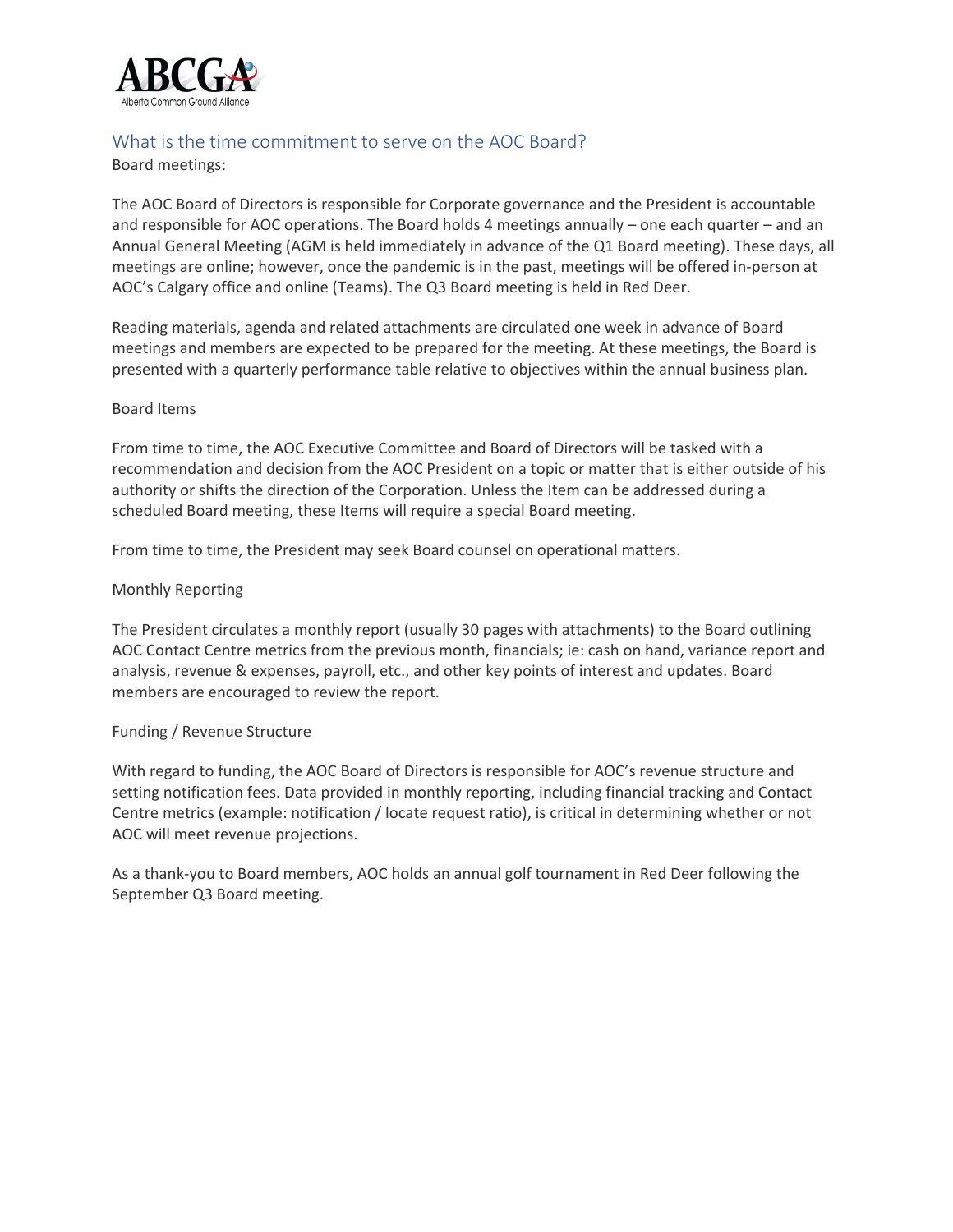## What is the time commitment to serve on the AOC Board?

Board meetings:

The AOC Board of Directors is responsible for Corporate governance and the President is accountable and responsible for AOC operations. The Board holds 4 meetings annually – one each quarter – and an Annual General Meeting (AGM is held immediately in advance of the Q1 Board meeting). These days, all meetings are online; however, once the pandemic is in the past, meetings will be offered in-person at AOC's Calgary office and online (Teams). The Q3 Board meeting is held in Red Deer.

Reading materials, agenda and related attachments are circulated one week in advance of Board meetings and members are expected to be prepared for the meeting. At these meetings, the Board is presented with a quarterly performance table relative to objectives within the annual business plan.

Board Items

From time to time, the AOC Executive Committee and Board of Directors will be tasked with a recommendation and decision from the AOC President on a topic or matter that is either outside of his authority or shifts the direction of the Corporation. Unless the Item can be addressed during a scheduled Board meeting, these Items will require a special Board meeting.

From time to time, the President may seek Board counsel on operational matters.

Monthly Reporting

The President circulates a monthly report (usually 30 pages with attachments) to the Board outlining AOC Contact Centre metrics from the previous month, financials; ie: cash on hand, variance report and analysis, revenue & expenses, payroll, etc., and other key points of interest and updates. Board members are encouraged to review the report.

Funding / Revenue Structure

With regard to funding, the AOC Board of Directors is responsible for AOC's revenue structure and setting notification fees. Data provided in monthly reporting, including financial tracking and Contact Centre metrics (example: notification / locate request ratio), is critical in determining whether or not AOC will meet revenue projections.

As a thank-you to Board members, AOC holds an annual golf tournament in Red Deer following the September Q3 Board meeting.